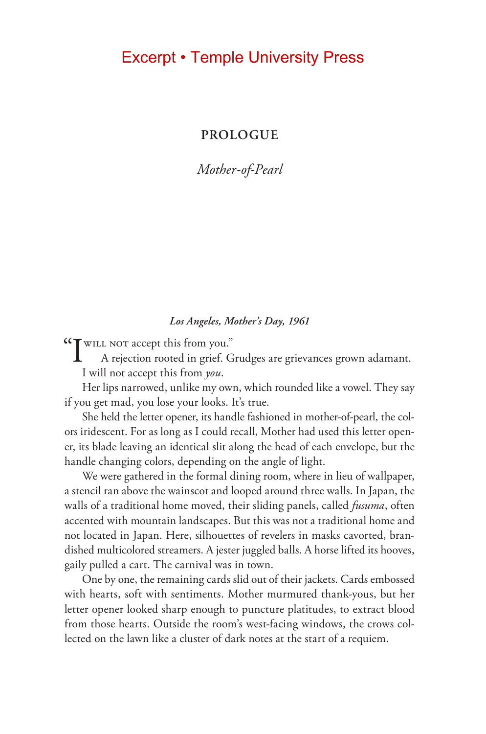Excerpt • Temple University Press

# PROLOGUE

## *Mother-of-Pearl*

***Los Angeles, Mother's Day, 1961***

"I WILL NOT accept this from you."

A rejection rooted in grief. Grudges are grievances grown adamant. I will not accept this from *you*.

Her lips narrowed, unlike my own, which rounded like a vowel. They say if you get mad, you lose your looks. It's true.

She held the letter opener, its handle fashioned in mother-of-pearl, the colors iridescent. For as long as I could recall, Mother had used this letter opener, its blade leaving an identical slit along the head of each envelope, but the handle changing colors, depending on the angle of light.

We were gathered in the formal dining room, where in lieu of wallpaper, a stencil ran above the wainscot and looped around three walls. In Japan, the walls of a traditional home moved, their sliding panels, called *fusuma*, often accented with mountain landscapes. But this was not a traditional home and not located in Japan. Here, silhouettes of revelers in masks cavorted, brandished multicolored streamers. A jester juggled balls. A horse lifted its hooves, gaily pulled a cart. The carnival was in town.

One by one, the remaining cards slid out of their jackets. Cards embossed with hearts, soft with sentiments. Mother murmured thank-yous, but her letter opener looked sharp enough to puncture platitudes, to extract blood from those hearts. Outside the room's west-facing windows, the crows collected on the lawn like a cluster of dark notes at the start of a requiem.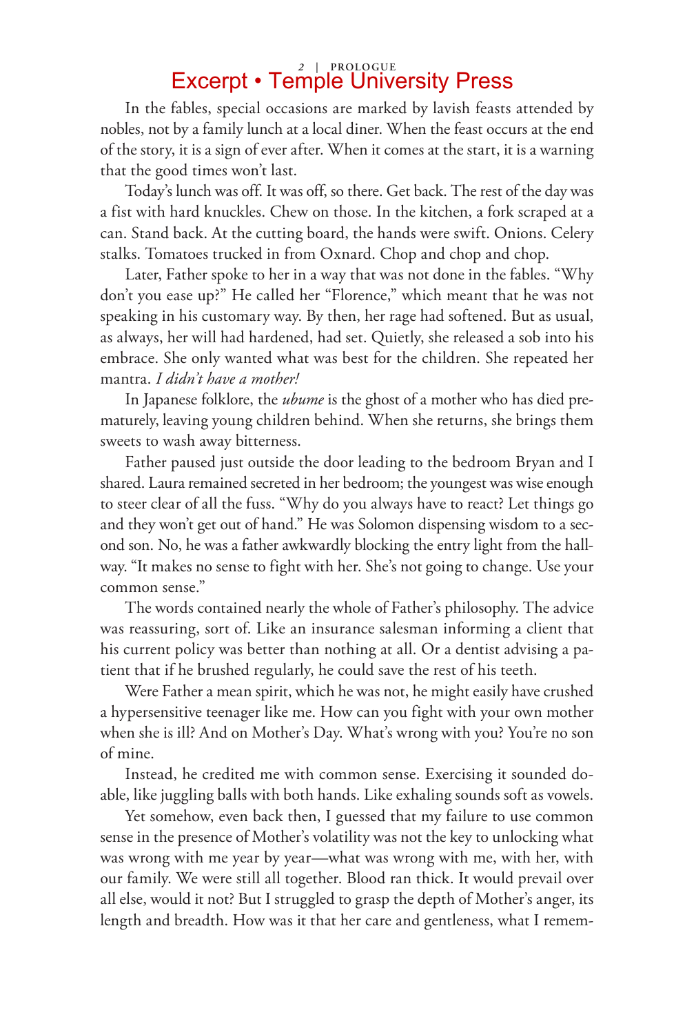In the fables, special occasions are marked by lavish feasts attended by nobles, not by a family lunch at a local diner. When the feast occurs at the end of the story, it is a sign of ever after. When it comes at the start, it is a warning that the good times won't last.

Today's lunch was off. It was off, so there. Get back. The rest of the day was a fist with hard knuckles. Chew on those. In the kitchen, a fork scraped at a can. Stand back. At the cutting board, the hands were swift. Onions. Celery stalks. Tomatoes trucked in from Oxnard. Chop and chop and chop.

Later, Father spoke to her in a way that was not done in the fables. "Why don't you ease up?" He called her "Florence," which meant that he was not speaking in his customary way. By then, her rage had softened. But as usual, as always, her will had hardened, had set. Quietly, she released a sob into his embrace. She only wanted what was best for the children. She repeated her mantra. *I didn't have a mother!*

In Japanese folklore, the *ubume* is the ghost of a mother who has died prematurely, leaving young children behind. When she returns, she brings them sweets to wash away bitterness.

Father paused just outside the door leading to the bedroom Bryan and I shared. Laura remained secreted in her bedroom; the youngest was wise enough to steer clear of all the fuss. "Why do you always have to react? Let things go and they won't get out of hand." He was Solomon dispensing wisdom to a second son. No, he was a father awkwardly blocking the entry light from the hallway. "It makes no sense to fight with her. She's not going to change. Use your common sense."

The words contained nearly the whole of Father's philosophy. The advice was reassuring, sort of. Like an insurance salesman informing a client that his current policy was better than nothing at all. Or a dentist advising a patient that if he brushed regularly, he could save the rest of his teeth.

Were Father a mean spirit, which he was not, he might easily have crushed a hypersensitive teenager like me. How can you fight with your own mother when she is ill? And on Mother's Day. What's wrong with you? You're no son of mine.

Instead, he credited me with common sense. Exercising it sounded doable, like juggling balls with both hands. Like exhaling sounds soft as vowels.

Yet somehow, even back then, I guessed that my failure to use common sense in the presence of Mother's volatility was not the key to unlocking what was wrong with me year by year—what was wrong with me, with her, with our family. We were still all together. Blood ran thick. It would prevail over all else, would it not? But I struggled to grasp the depth of Mother's anger, its length and breadth. How was it that her care and gentleness, what I remem-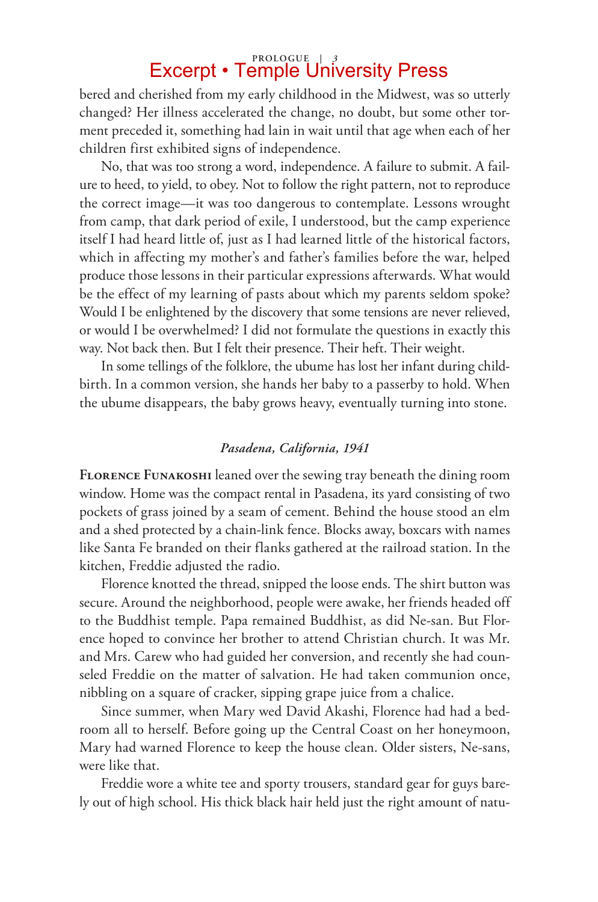bered and cherished from my early childhood in the Midwest, was so utterly changed? Her illness accelerated the change, no doubt, but some other torment preceded it, something had lain in wait until that age when each of her children first exhibited signs of independence.

No, that was too strong a word, independence. A failure to submit. A failure to heed, to yield, to obey. Not to follow the right pattern, not to reproduce the correct image—it was too dangerous to contemplate. Lessons wrought from camp, that dark period of exile, I understood, but the camp experience itself I had heard little of, just as I had learned little of the historical factors, which in affecting my mother's and father's families before the war, helped produce those lessons in their particular expressions afterwards. What would be the effect of my learning of pasts about which my parents seldom spoke? Would I be enlightened by the discovery that some tensions are never relieved, or would I be overwhelmed? I did not formulate the questions in exactly this way. Not back then. But I felt their presence. Their heft. Their weight.

In some tellings of the folklore, the ubume has lost her infant during childbirth. In a common version, she hands her baby to a passerby to hold. When the ubume disappears, the baby grows heavy, eventually turning into stone.

*Pasadena, California, 1941*

**Florence Funakoshi** leaned over the sewing tray beneath the dining room window. Home was the compact rental in Pasadena, its yard consisting of two pockets of grass joined by a seam of cement. Behind the house stood an elm and a shed protected by a chain-link fence. Blocks away, boxcars with names like Santa Fe branded on their flanks gathered at the railroad station. In the kitchen, Freddie adjusted the radio.

Florence knotted the thread, snipped the loose ends. The shirt button was secure. Around the neighborhood, people were awake, her friends headed off to the Buddhist temple. Papa remained Buddhist, as did Ne-san. But Florence hoped to convince her brother to attend Christian church. It was Mr. and Mrs. Carew who had guided her conversion, and recently she had counseled Freddie on the matter of salvation. He had taken communion once, nibbling on a square of cracker, sipping grape juice from a chalice.

Since summer, when Mary wed David Akashi, Florence had had a bedroom all to herself. Before going up the Central Coast on her honeymoon, Mary had warned Florence to keep the house clean. Older sisters, Ne-sans, were like that.

Freddie wore a white tee and sporty trousers, standard gear for guys barely out of high school. His thick black hair held just the right amount of natu-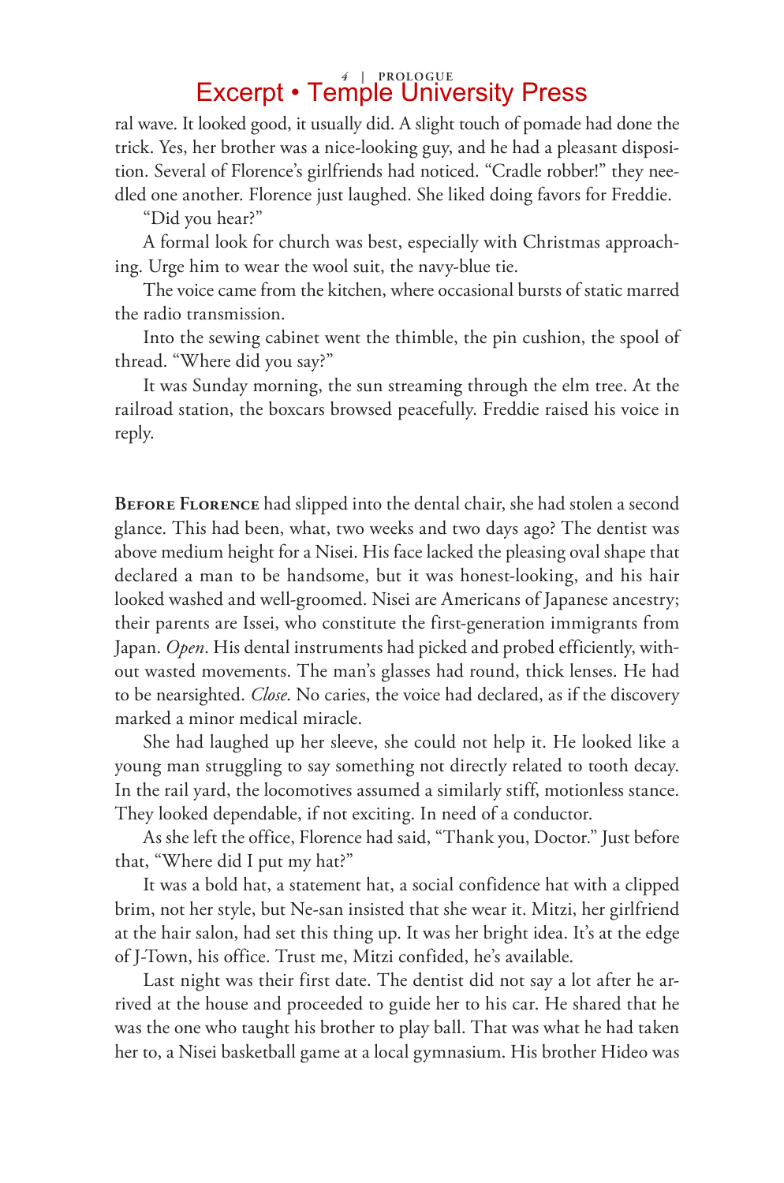ral wave. It looked good, it usually did. A slight touch of pomade had done the trick. Yes, her brother was a nice-looking guy, and he had a pleasant disposition. Several of Florence's girlfriends had noticed. "Cradle robber!" they needled one another. Florence just laughed. She liked doing favors for Freddie.

"Did you hear?"

A formal look for church was best, especially with Christmas approaching. Urge him to wear the wool suit, the navy-blue tie.

The voice came from the kitchen, where occasional bursts of static marred the radio transmission.

Into the sewing cabinet went the thimble, the pin cushion, the spool of thread. "Where did you say?"

It was Sunday morning, the sun streaming through the elm tree. At the railroad station, the boxcars browsed peacefully. Freddie raised his voice in reply.

**Before Florence** had slipped into the dental chair, she had stolen a second glance. This had been, what, two weeks and two days ago? The dentist was above medium height for a Nisei. His face lacked the pleasing oval shape that declared a man to be handsome, but it was honest-looking, and his hair looked washed and well-groomed. Nisei are Americans of Japanese ancestry; their parents are Issei, who constitute the first-generation immigrants from Japan. *Open*. His dental instruments had picked and probed efficiently, without wasted movements. The man's glasses had round, thick lenses. He had to be nearsighted. *Close*. No caries, the voice had declared, as if the discovery marked a minor medical miracle.

She had laughed up her sleeve, she could not help it. He looked like a young man struggling to say something not directly related to tooth decay. In the rail yard, the locomotives assumed a similarly stiff, motionless stance. They looked dependable, if not exciting. In need of a conductor.

As she left the office, Florence had said, "Thank you, Doctor." Just before that, "Where did I put my hat?"

It was a bold hat, a statement hat, a social confidence hat with a clipped brim, not her style, but Ne-san insisted that she wear it. Mitzi, her girlfriend at the hair salon, had set this thing up. It was her bright idea. It's at the edge of J-Town, his office. Trust me, Mitzi confided, he's available.

Last night was their first date. The dentist did not say a lot after he arrived at the house and proceeded to guide her to his car. He shared that he was the one who taught his brother to play ball. That was what he had taken her to, a Nisei basketball game at a local gymnasium. His brother Hideo was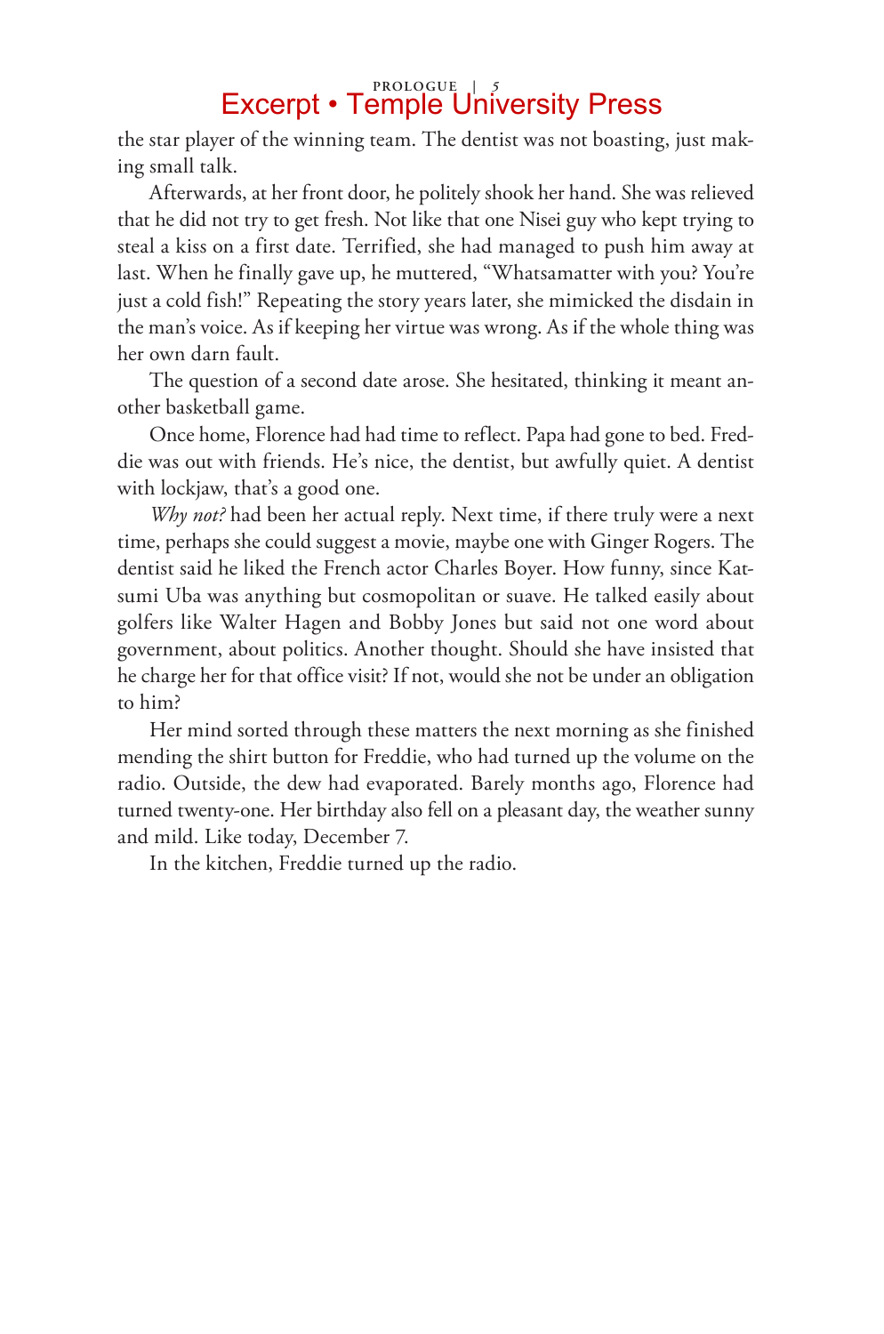the star player of the winning team. The dentist was not boasting, just making small talk.

Afterwards, at her front door, he politely shook her hand. She was relieved that he did not try to get fresh. Not like that one Nisei guy who kept trying to steal a kiss on a first date. Terrified, she had managed to push him away at last. When he finally gave up, he muttered, "Whatsamatter with you? You're just a cold fish!" Repeating the story years later, she mimicked the disdain in the man's voice. As if keeping her virtue was wrong. As if the whole thing was her own darn fault.

The question of a second date arose. She hesitated, thinking it meant another basketball game.

Once home, Florence had had time to reflect. Papa had gone to bed. Freddie was out with friends. He's nice, the dentist, but awfully quiet. A dentist with lockjaw, that's a good one.

*Why not?* had been her actual reply. Next time, if there truly were a next time, perhaps she could suggest a movie, maybe one with Ginger Rogers. The dentist said he liked the French actor Charles Boyer. How funny, since Katsumi Uba was anything but cosmopolitan or suave. He talked easily about golfers like Walter Hagen and Bobby Jones but said not one word about government, about politics. Another thought. Should she have insisted that he charge her for that office visit? If not, would she not be under an obligation to him?

Her mind sorted through these matters the next morning as she finished mending the shirt button for Freddie, who had turned up the volume on the radio. Outside, the dew had evaporated. Barely months ago, Florence had turned twenty-one. Her birthday also fell on a pleasant day, the weather sunny and mild. Like today, December 7.

In the kitchen, Freddie turned up the radio.